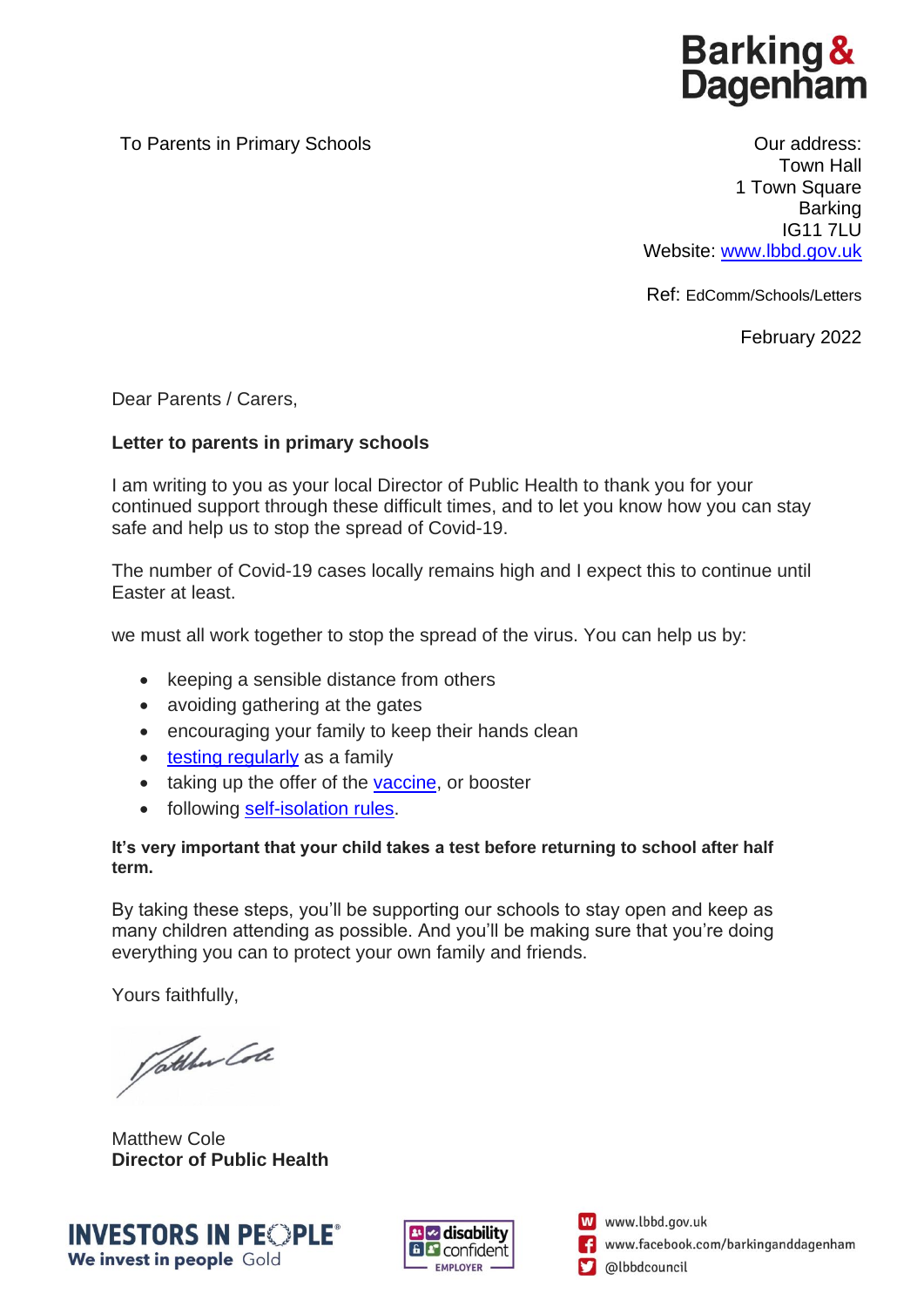Barking & Dagenham

To Parents in Primary Schools

Our address:
Town Hall
1 Town Square
Barking
IG11 7LU
Website: www.lbbd.gov.uk

Ref: EdComm/Schools/Letters

February 2022

Dear Parents / Carers,

**Letter to parents in primary schools**

I am writing to you as your local Director of Public Health to thank you for your continued support through these difficult times, and to let you know how you can stay safe and help us to stop the spread of Covid-19.

The number of Covid-19 cases locally remains high and I expect this to continue until Easter at least.

we must all work together to stop the spread of the virus. You can help us by:

- keeping a sensible distance from others
- avoiding gathering at the gates
- encouraging your family to keep their hands clean
- testing regularly as a family
- taking up the offer of the vaccine, or booster
- following self-isolation rules.

**It's very important that your child takes a test before returning to school after half term.**

By taking these steps, you'll be supporting our schools to stay open and keep as many children attending as possible. And you'll be making sure that you're doing everything you can to protect your own family and friends.

Yours faithfully,

Matthew Cole
**Director of Public Health**

INVESTORS IN PEOPLE® We invest in people Gold

disability confident EMPLOYER

www.lbbd.gov.uk
www.facebook.com/barkinganddagenham
@lbbdcouncil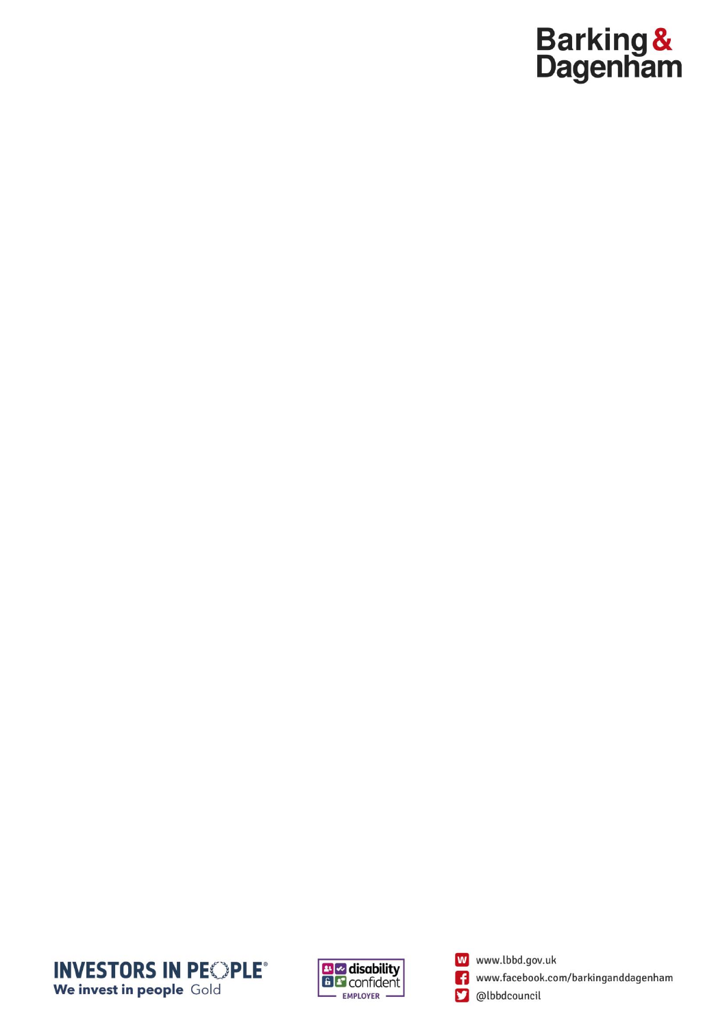Barking & Dagenham

INVESTORS IN PEOPLE
We invest in people Gold

disability confident
EMPLOYER

www.lbbd.gov.uk
www.facebook.com/barkinganddagenham
@lbbdcouncil